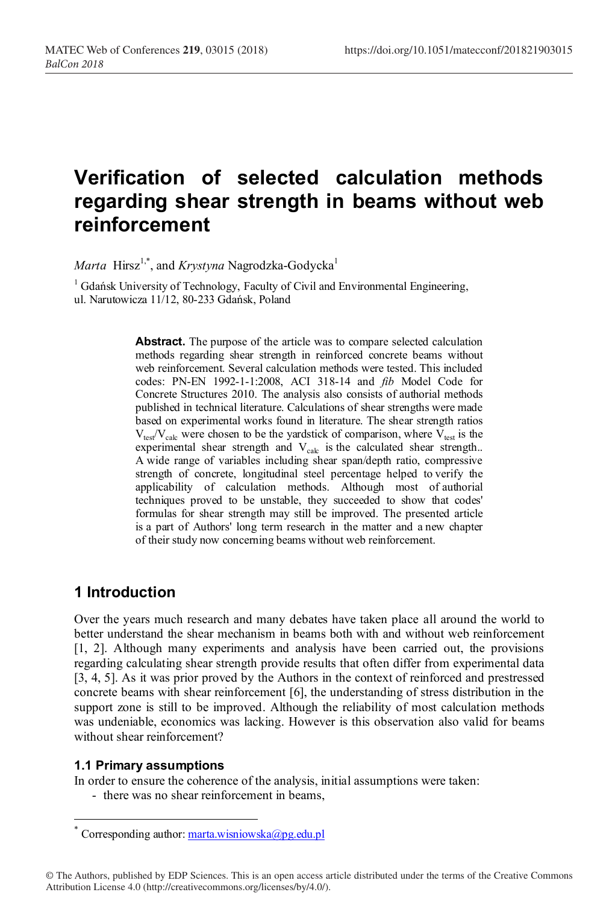# Verification of selected calculation methods regarding shear strength in beams without web reinforcement

*Marta* Hirsz[1,*], and *Krystyna* Nagrodzka-Godycka[1]

[1] Gdańsk University of Technology, Faculty of Civil and Environmental Engineering, ul. Narutowicza 11/12, 80-233 Gdańsk, Poland

**Abstract.** The purpose of the article was to compare selected calculation methods regarding shear strength in reinforced concrete beams without web reinforcement. Several calculation methods were tested. This included codes: PN-EN 1992-1-1:2008, ACI 318-14 and *fib* Model Code for Concrete Structures 2010. The analysis also consists of authorial methods published in technical literature. Calculations of shear strengths were made based on experimental works found in literature. The shear strength ratios $V_{test}/V_{calc}$ were chosen to be the yardstick of comparison, where $V_{test}$ is the experimental shear strength and $V_{calc}$ is the calculated shear strength.. A wide range of variables including shear span/depth ratio, compressive strength of concrete, longitudinal steel percentage helped to verify the applicability of calculation methods. Although most of authorial techniques proved to be unstable, they succeeded to show that codes' formulas for shear strength may still be improved. The presented article is a part of Authors' long term research in the matter and a new chapter of their study now concerning beams without web reinforcement.

## 1 Introduction

Over the years much research and many debates have taken place all around the world to better understand the shear mechanism in beams both with and without web reinforcement [1, 2]. Although many experiments and analysis have been carried out, the provisions regarding calculating shear strength provide results that often differ from experimental data [3, 4, 5]. As it was prior proved by the Authors in the context of reinforced and prestressed concrete beams with shear reinforcement [6], the understanding of stress distribution in the support zone is still to be improved. Although the reliability of most calculation methods was undeniable, economics was lacking. However is this observation also valid for beams without shear reinforcement?

### 1.1 Primary assumptions

In order to ensure the coherence of the analysis, initial assumptions were taken:

- there was no shear reinforcement in beams,

* Corresponding author: marta.wisniowska@pg.edu.pl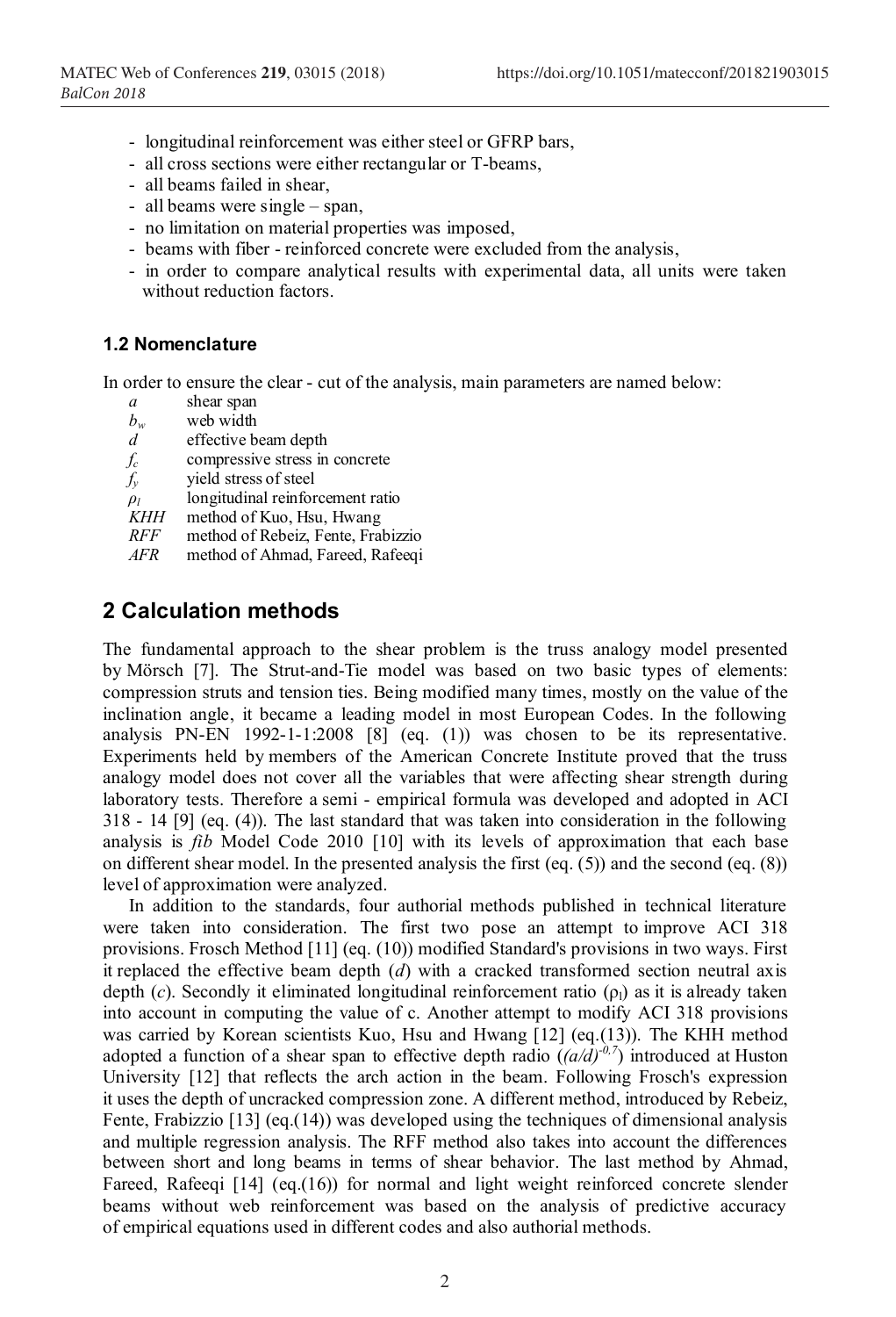- longitudinal reinforcement was either steel or GFRP bars,
- all cross sections were either rectangular or T-beams,
- all beams failed in shear,
- all beams were single – span,
- no limitation on material properties was imposed,
- beams with fiber - reinforced concrete were excluded from the analysis,
- in order to compare analytical results with experimental data, all units were taken without reduction factors.

### 1.2 Nomenclature

In order to ensure the clear - cut of the analysis, main parameters are named below:

- $a$ shear span
- $b_w$ web width
- $d$ effective beam depth
- $f_c$ compressive stress in concrete
- $f_y$ yield stress of steel
- $\rho_l$ longitudinal reinforcement ratio
- *KHH* method of Kuo, Hsu, Hwang
- *RFF* method of Rebeiz, Fente, Frabizzio
- *AFR* method of Ahmad, Fareed, Rafeeqi

## 2 Calculation methods

The fundamental approach to the shear problem is the truss analogy model presented by Mörsch [7]. The Strut-and-Tie model was based on two basic types of elements: compression struts and tension ties. Being modified many times, mostly on the value of the inclination angle, it became a leading model in most European Codes. In the following analysis PN-EN 1992-1-1:2008 [8] (eq. (1)) was chosen to be its representative. Experiments held by members of the American Concrete Institute proved that the truss analogy model does not cover all the variables that were affecting shear strength during laboratory tests. Therefore a semi - empirical formula was developed and adopted in ACI 318 - 14 [9] (eq. (4)). The last standard that was taken into consideration in the following analysis is *fib* Model Code 2010 [10] with its levels of approximation that each base on different shear model. In the presented analysis the first (eq. (5)) and the second (eq. (8)) level of approximation were analyzed.

In addition to the standards, four authorial methods published in technical literature were taken into consideration. The first two pose an attempt to improve ACI 318 provisions. Frosch Method [11] (eq. (10)) modified Standard's provisions in two ways. First it replaced the effective beam depth ($d$) with a cracked transformed section neutral axis depth ($c$). Secondly it eliminated longitudinal reinforcement ratio ($\rho_l$) as it is already taken into account in computing the value of c. Another attempt to modify ACI 318 provisions was carried by Korean scientists Kuo, Hsu and Hwang [12] (eq.(13)). The KHH method adopted a function of a shear span to effective depth radio ($(a/d)^{-0,7}$) introduced at Huston University [12] that reflects the arch action in the beam. Following Frosch's expression it uses the depth of uncracked compression zone. A different method, introduced by Rebeiz, Fente, Frabizzio [13] (eq.(14)) was developed using the techniques of dimensional analysis and multiple regression analysis. The RFF method also takes into account the differences between short and long beams in terms of shear behavior. The last method by Ahmad, Fareed, Rafeeqi [14] (eq.(16)) for normal and light weight reinforced concrete slender beams without web reinforcement was based on the analysis of predictive accuracy of empirical equations used in different codes and also authorial methods.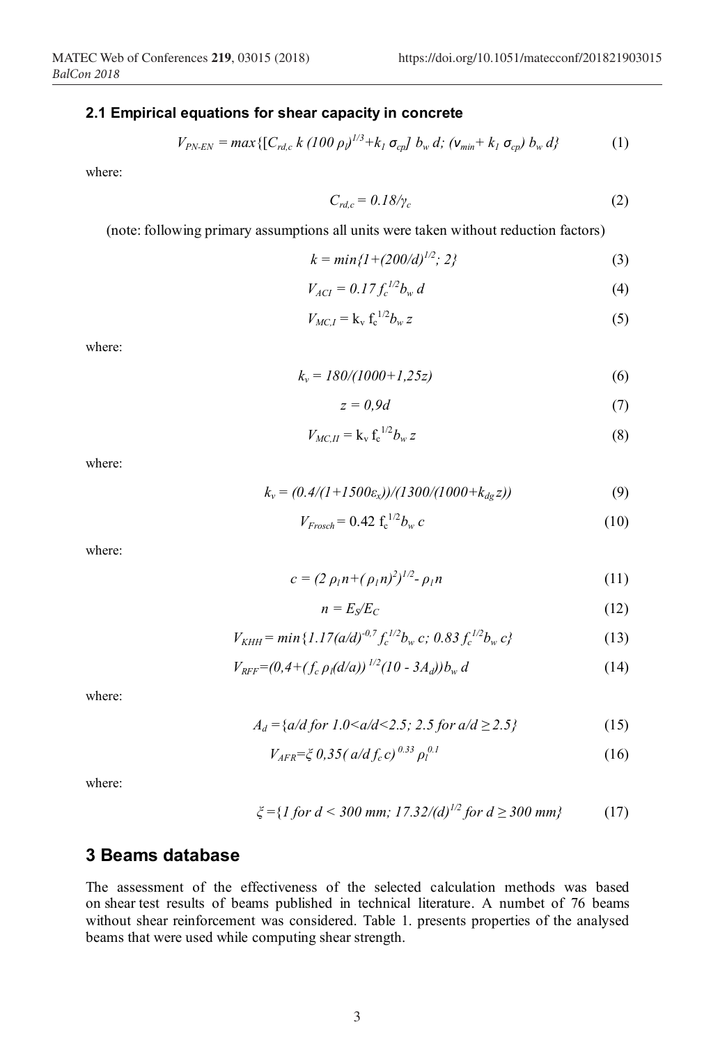### 2.1 Empirical equations for shear capacity in concrete

$$V_{PN\text{-}EN} = max\{[C_{rd,c}\, k\, (100\, \rho_l)^{1/3} + k_1\, \sigma_{cp}]\, b_w\, d;\ (\nu_{min} + k_1\, \sigma_{cp})\, b_w\, d\} \tag{1}$$

where:

$$C_{rd,c} = 0.18/\gamma_c \tag{2}$$

(note: following primary assumptions all units were taken without reduction factors)

$$k = min\{1+(200/d)^{1/2};\ 2\} \tag{3}$$

$$V_{ACI} = 0.17\, f_c^{1/2} b_w\, d \tag{4}$$

$$V_{MC,I} = k_v\, f_c^{1/2} b_w\, z \tag{5}$$

where:

$$k_v = 180/(1000+1{,}25z) \tag{6}$$

$$z = 0{,}9d \tag{7}$$

$$V_{MC,II} = k_v\, f_c^{1/2} b_w\, z \tag{8}$$

where:

$$k_v = (0.4/(1+1500\varepsilon_x))/(1300/(1000+k_{dg}\, z)) \tag{9}$$

$$V_{Frosch} = 0.42\, f_c^{1/2} b_w\, c \tag{10}$$

where:

$$c = (2\, \rho_l n + (\rho_l n)^2)^{1/2} - \rho_l n \tag{11}$$

$$n = E_S/E_C \tag{12}$$

$$V_{KHH} = min\{1.17(a/d)^{-0{,}7} f_c^{1/2} b_w\, c;\ 0.83\, f_c^{1/2} b_w\, c\} \tag{13}$$

$$V_{RFF} = (0{,}4 + (f_c\, \rho_l (d/a))^{1/2} (10 - 3A_d))\, b_w\, d \tag{14}$$

where:

$$A_d = \{a/d \text{ for } 1.0<a/d<2.5;\ 2.5 \text{ for } a/d \geq 2.5\} \tag{15}$$

$$V_{AFR} = \xi\, 0{,}35(\, a/d\, f_c\, c)^{0.33}\, \rho_l^{0.1} \tag{16}$$

where:

$$\xi = \{1 \text{ for } d < 300 \text{ mm};\ 17.32/(d)^{1/2} \text{ for } d \geq 300 \text{ mm}\} \tag{17}$$

## 3 Beams database

The assessment of the effectiveness of the selected calculation methods was based on shear test results of beams published in technical literature. A numbet of 76 beams without shear reinforcement was considered. Table 1. presents properties of the analysed beams that were used while computing shear strength.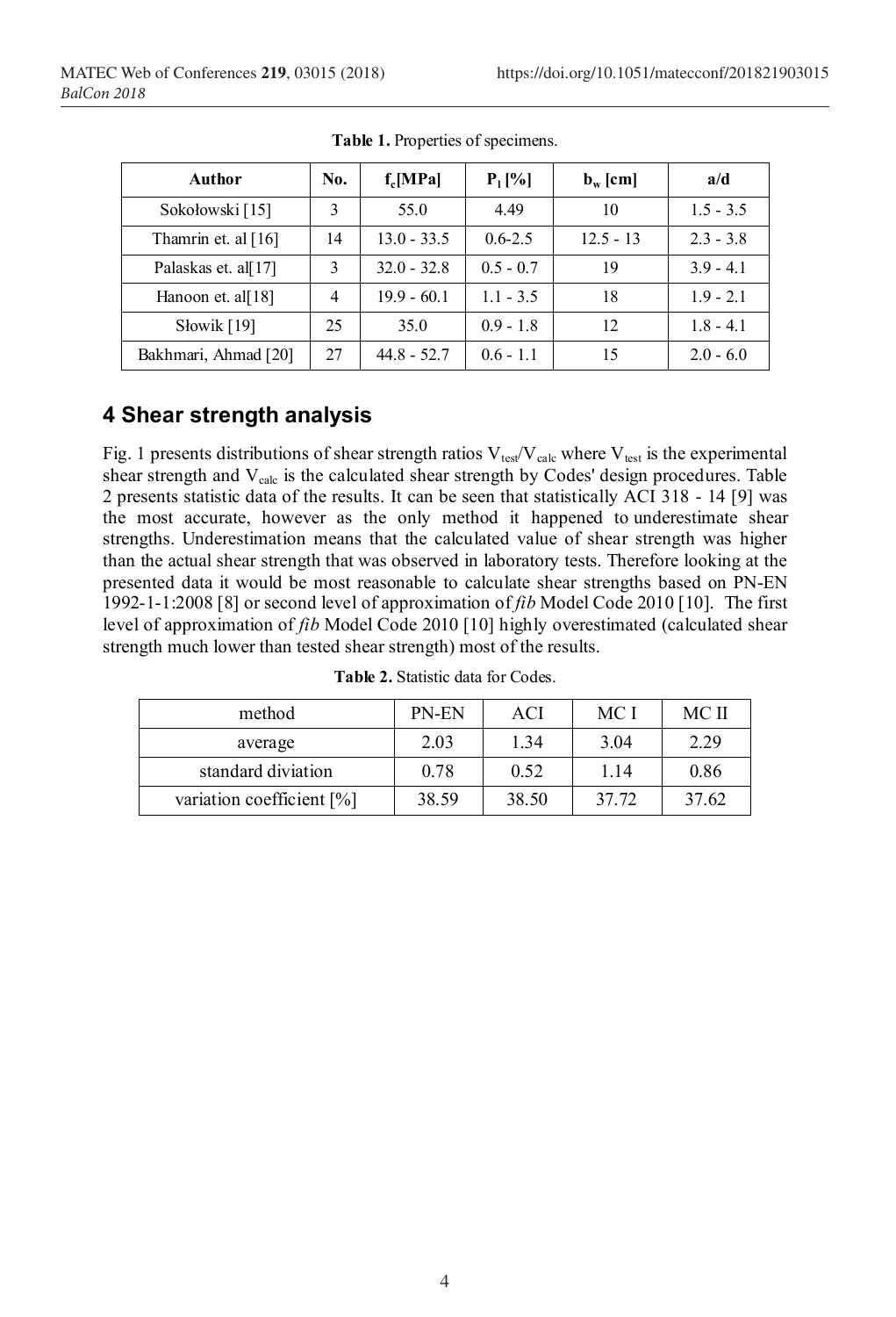**Table 1.** Properties of specimens.

| Author | No. | $f_c$[MPa] | $P_l$ [%] | $b_w$ [cm] | a/d |
|---|---|---|---|---|---|
| Sokołowski [15] | 3 | 55.0 | 4.49 | 10 | 1.5 - 3.5 |
| Thamrin et. al [16] | 14 | 13.0 - 33.5 | 0.6-2.5 | 12.5 - 13 | 2.3 - 3.8 |
| Palaskas et. al[17] | 3 | 32.0 - 32.8 | 0.5 - 0.7 | 19 | 3.9 - 4.1 |
| Hanoon et. al[18] | 4 | 19.9 - 60.1 | 1.1 - 3.5 | 18 | 1.9 - 2.1 |
| Słowik [19] | 25 | 35.0 | 0.9 - 1.8 | 12 | 1.8 - 4.1 |
| Bakhmari, Ahmad [20] | 27 | 44.8 - 52.7 | 0.6 - 1.1 | 15 | 2.0 - 6.0 |

## 4 Shear strength analysis

Fig. 1 presents distributions of shear strength ratios $V_{test}/V_{calc}$ where $V_{test}$ is the experimental shear strength and $V_{calc}$ is the calculated shear strength by Codes' design procedures. Table 2 presents statistic data of the results. It can be seen that statistically ACI 318 - 14 [9] was the most accurate, however as the only method it happened to underestimate shear strengths. Underestimation means that the calculated value of shear strength was higher than the actual shear strength that was observed in laboratory tests. Therefore looking at the presented data it would be most reasonable to calculate shear strengths based on PN-EN 1992-1-1:2008 [8] or second level of approximation of *fib* Model Code 2010 [10]. The first level of approximation of *fib* Model Code 2010 [10] highly overestimated (calculated shear strength much lower than tested shear strength) most of the results.

**Table 2.** Statistic data for Codes.

| method | PN-EN | ACI | MC I | MC II |
|---|---|---|---|---|
| average | 2.03 | 1.34 | 3.04 | 2.29 |
| standard diviation | 0.78 | 0.52 | 1.14 | 0.86 |
| variation coefficient [%] | 38.59 | 38.50 | 37.72 | 37.62 |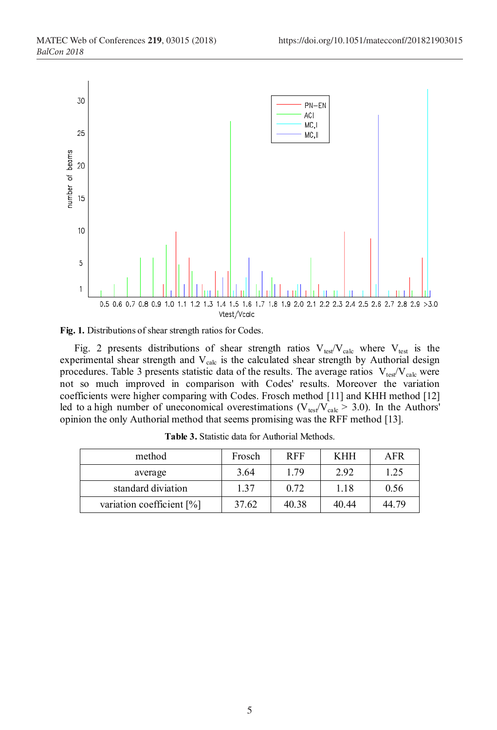**Fig. 1.** Distributions of shear strength ratios for Codes.

Fig. 2 presents distributions of shear strength ratios $V_{test}/V_{calc}$ where $V_{test}$ is the experimental shear strength and $V_{calc}$ is the calculated shear strength by Authorial design procedures. Table 3 presents statistic data of the results. The average ratios $V_{test}/V_{calc}$ were not so much improved in comparison with Codes' results. Moreover the variation coefficients were higher comparing with Codes. Frosch method [11] and KHH method [12] led to a high number of uneconomical overestimations ($V_{test}/V_{calc} > 3.0$). In the Authors' opinion the only Authorial method that seems promising was the RFF method [13].

**Table 3.** Statistic data for Authorial Methods.

| method | Frosch | RFF | KHH | AFR |
|---|---|---|---|---|
| average | 3.64 | 1.79 | 2.92 | 1.25 |
| standard diviation | 1.37 | 0.72 | 1.18 | 0.56 |
| variation coefficient [%] | 37.62 | 40.38 | 40.44 | 44.79 |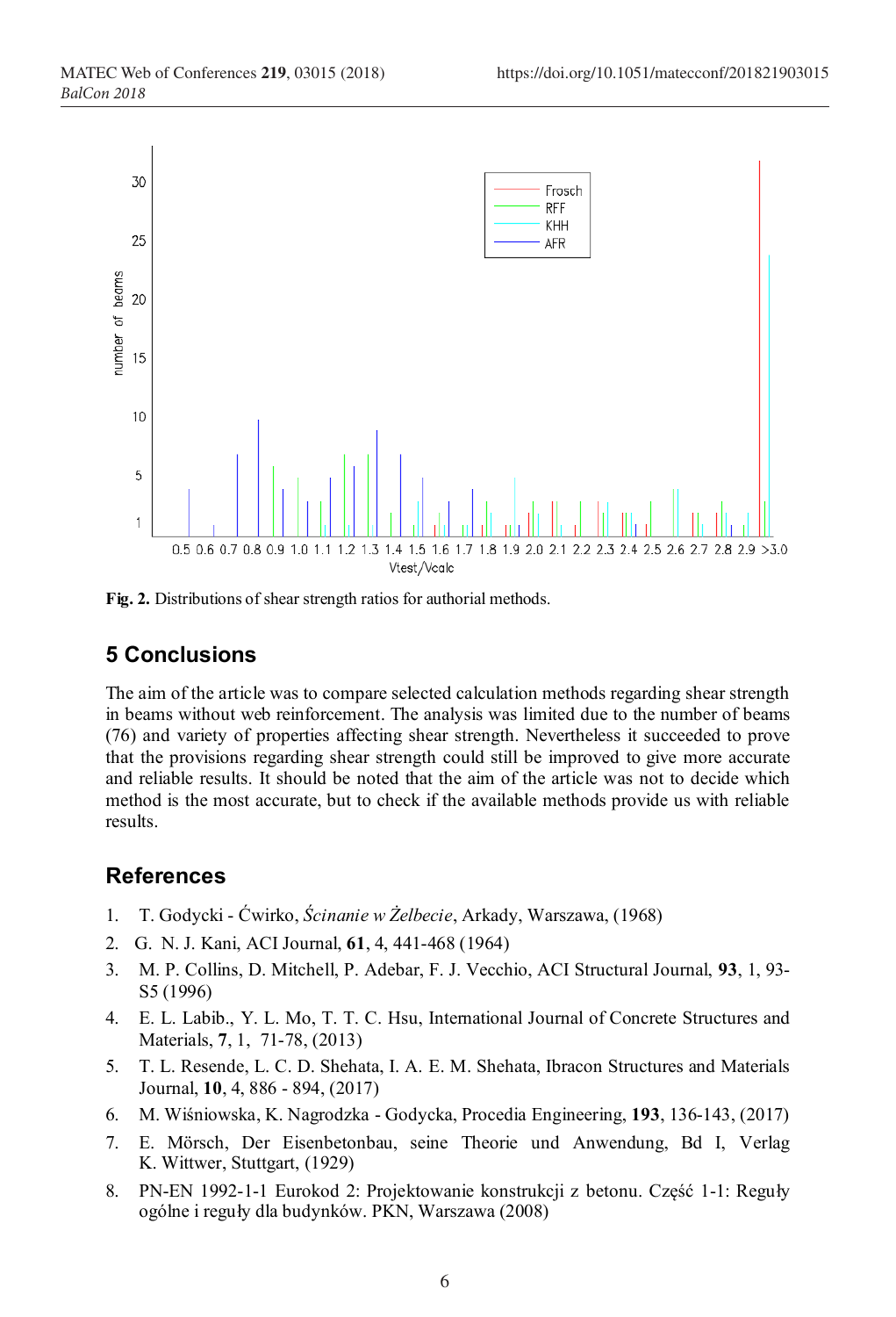**Fig. 2.** Distributions of shear strength ratios for authorial methods.

## 5 Conclusions

The aim of the article was to compare selected calculation methods regarding shear strength in beams without web reinforcement. The analysis was limited due to the number of beams (76) and variety of properties affecting shear strength. Nevertheless it succeeded to prove that the provisions regarding shear strength could still be improved to give more accurate and reliable results. It should be noted that the aim of the article was not to decide which method is the most accurate, but to check if the available methods provide us with reliable results.

## References

1. T. Godycki - Ćwirko, *Ścinanie w Żelbecie*, Arkady, Warszawa, (1968)
2. G. N. J. Kani, ACI Journal, **61**, 4, 441-468 (1964)
3. M. P. Collins, D. Mitchell, P. Adebar, F. J. Vecchio, ACI Structural Journal, **93**, 1, 93-S5 (1996)
4. E. L. Labib., Y. L. Mo, T. T. C. Hsu, International Journal of Concrete Structures and Materials, **7**, 1, 71-78, (2013)
5. T. L. Resende, L. C. D. Shehata, I. A. E. M. Shehata, Ibracon Structures and Materials Journal, **10**, 4, 886 - 894, (2017)
6. M. Wiśniowska, K. Nagrodzka - Godycka, Procedia Engineering, **193**, 136-143, (2017)
7. E. Mörsch, Der Eisenbetonbau, seine Theorie und Anwendung, Bd I, Verlag K. Wittwer, Stuttgart, (1929)
8. PN-EN 1992-1-1 Eurokod 2: Projektowanie konstrukcji z betonu. Część 1-1: Reguły ogólne i reguły dla budynków. PKN, Warszawa (2008)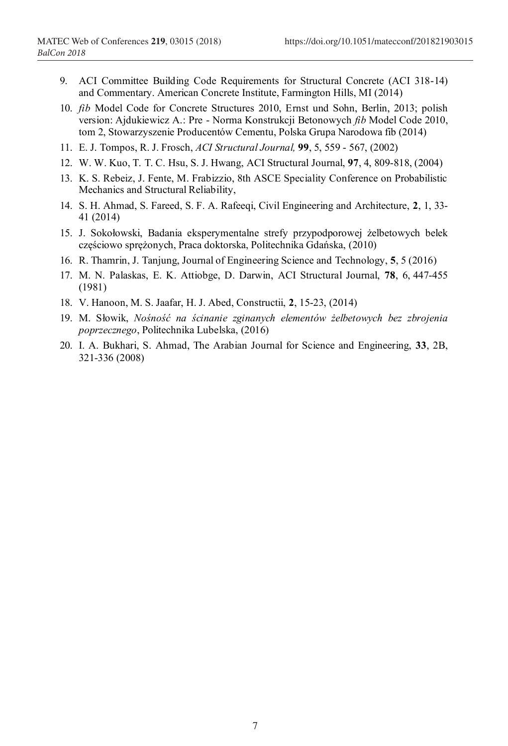9. ACI Committee Building Code Requirements for Structural Concrete (ACI 318-14) and Commentary. American Concrete Institute, Farmington Hills, MI (2014)
10. *fib* Model Code for Concrete Structures 2010, Ernst und Sohn, Berlin, 2013; polish version: Ajdukiewicz A.: Pre - Norma Konstrukcji Betonowych *fib* Model Code 2010, tom 2, Stowarzyszenie Producentów Cementu, Polska Grupa Narodowa fib (2014)
11. E. J. Tompos, R. J. Frosch, *ACI Structural Journal,* **99**, 5, 559 - 567, (2002)
12. W. W. Kuo, T. T. C. Hsu, S. J. Hwang, ACI Structural Journal, **97**, 4, 809-818, (2004)
13. K. S. Rebeiz, J. Fente, M. Frabizzio, 8th ASCE Speciality Conference on Probabilistic Mechanics and Structural Reliability,
14. S. H. Ahmad, S. Fareed, S. F. A. Rafeeqi, Civil Engineering and Architecture, **2**, 1, 33-41 (2014)
15. J. Sokołowski, Badania eksperymentalne strefy przypodporowej żelbetowych belek częściowo sprężonych, Praca doktorska, Politechnika Gdańska, (2010)
16. R. Thamrin, J. Tanjung, Journal of Engineering Science and Technology, **5**, 5 (2016)
17. M. N. Palaskas, E. K. Attiobge, D. Darwin, ACI Structural Journal, **78**, 6, 447-455 (1981)
18. V. Hanoon, M. S. Jaafar, H. J. Abed, Constructii, **2**, 15-23, (2014)
19. M. Słowik, *Nośność na ścinanie zginanych elementów żelbetowych bez zbrojenia poprzecznego*, Politechnika Lubelska, (2016)
20. I. A. Bukhari, S. Ahmad, The Arabian Journal for Science and Engineering, **33**, 2B, 321-336 (2008)